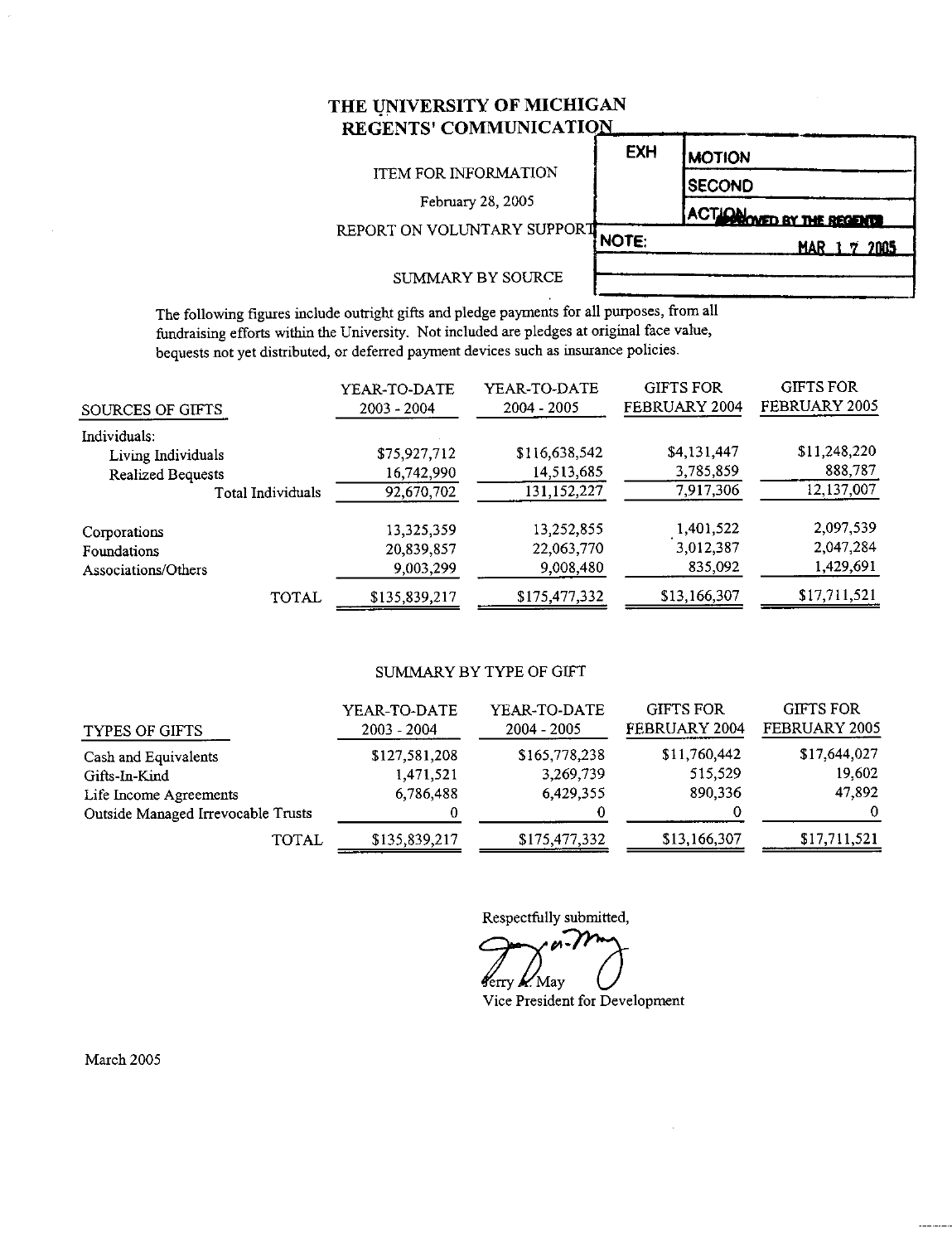# THE UNIVERSITY OF MICHIGAN
## REGENTS' COMMUNICATION

| EXH | MOTION |
|---|---|
| | SECOND |
| | ACTION APPROVED BY THE REGENTS |
| NOTE: | MAR 17 2005 |

ITEM FOR INFORMATION

February 28, 2005

REPORT ON VOLUNTARY SUPPORT

SUMMARY BY SOURCE

The following figures include outright gifts and pledge payments for all purposes, from all fundraising efforts within the University. Not included are pledges at original face value, bequests not yet distributed, or deferred payment devices such as insurance policies.

| SOURCES OF GIFTS | YEAR-TO-DATE 2003 - 2004 | YEAR-TO-DATE 2004 - 2005 | GIFTS FOR FEBRUARY 2004 | GIFTS FOR FEBRUARY 2005 |
|---|---|---|---|---|
| Individuals: | | | | |
| Living Individuals | $75,927,712 | $116,638,542 | $4,131,447 | $11,248,220 |
| Realized Bequests | 16,742,990 | 14,513,685 | 3,785,859 | 888,787 |
| Total Individuals | 92,670,702 | 131,152,227 | 7,917,306 | 12,137,007 |
| Corporations | 13,325,359 | 13,252,855 | 1,401,522 | 2,097,539 |
| Foundations | 20,839,857 | 22,063,770 | 3,012,387 | 2,047,284 |
| Associations/Others | 9,003,299 | 9,008,480 | 835,092 | 1,429,691 |
| TOTAL | $135,839,217 | $175,477,332 | $13,166,307 | $17,711,521 |

SUMMARY BY TYPE OF GIFT

| TYPES OF GIFTS | YEAR-TO-DATE 2003 - 2004 | YEAR-TO-DATE 2004 - 2005 | GIFTS FOR FEBRUARY 2004 | GIFTS FOR FEBRUARY 2005 |
|---|---|---|---|---|
| Cash and Equivalents | $127,581,208 | $165,778,238 | $11,760,442 | $17,644,027 |
| Gifts-In-Kind | 1,471,521 | 3,269,739 | 515,529 | 19,602 |
| Life Income Agreements | 6,786,488 | 6,429,355 | 890,336 | 47,892 |
| Outside Managed Irrevocable Trusts | 0 | 0 | 0 | 0 |
| TOTAL | $135,839,217 | $175,477,332 | $13,166,307 | $17,711,521 |

Respectfully submitted,

Jerry A. May
Vice President for Development

March 2005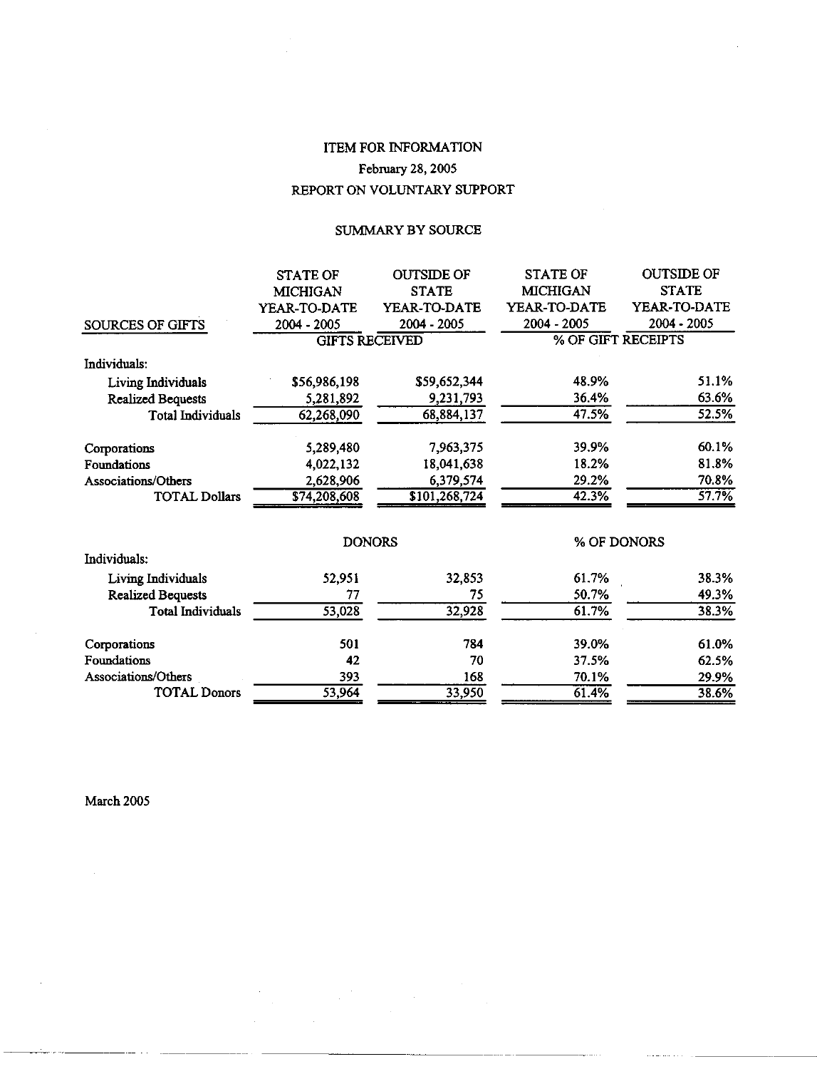ITEM FOR INFORMATION

February 28, 2005

REPORT ON VOLUNTARY SUPPORT

SUMMARY BY SOURCE

| SOURCES OF GIFTS | STATE OF MICHIGAN YEAR-TO-DATE 2004 - 2005 | OUTSIDE OF STATE YEAR-TO-DATE 2004 - 2005 | STATE OF MICHIGAN YEAR-TO-DATE 2004 - 2005 | OUTSIDE OF STATE YEAR-TO-DATE 2004 - 2005 |
|---|---|---|---|---|
| | GIFTS RECEIVED | | % OF GIFT RECEIPTS | |
| Individuals: | | | | |
| Living Individuals | $56,986,198 | $59,652,344 | 48.9% | 51.1% |
| Realized Bequests | 5,281,892 | 9,231,793 | 36.4% | 63.6% |
| Total Individuals | 62,268,090 | 68,884,137 | 47.5% | 52.5% |
| Corporations | 5,289,480 | 7,963,375 | 39.9% | 60.1% |
| Foundations | 4,022,132 | 18,041,638 | 18.2% | 81.8% |
| Associations/Others | 2,628,906 | 6,379,574 | 29.2% | 70.8% |
| TOTAL Dollars | $74,208,608 | $101,268,724 | 42.3% | 57.7% |
| | DONORS | | % OF DONORS | |
| Individuals: | | | | |
| Living Individuals | 52,951 | 32,853 | 61.7% | 38.3% |
| Realized Bequests | 77 | 75 | 50.7% | 49.3% |
| Total Individuals | 53,028 | 32,928 | 61.7% | 38.3% |
| Corporations | 501 | 784 | 39.0% | 61.0% |
| Foundations | 42 | 70 | 37.5% | 62.5% |
| Associations/Others | 393 | 168 | 70.1% | 29.9% |
| TOTAL Donors | 53,964 | 33,950 | 61.4% | 38.6% |

March 2005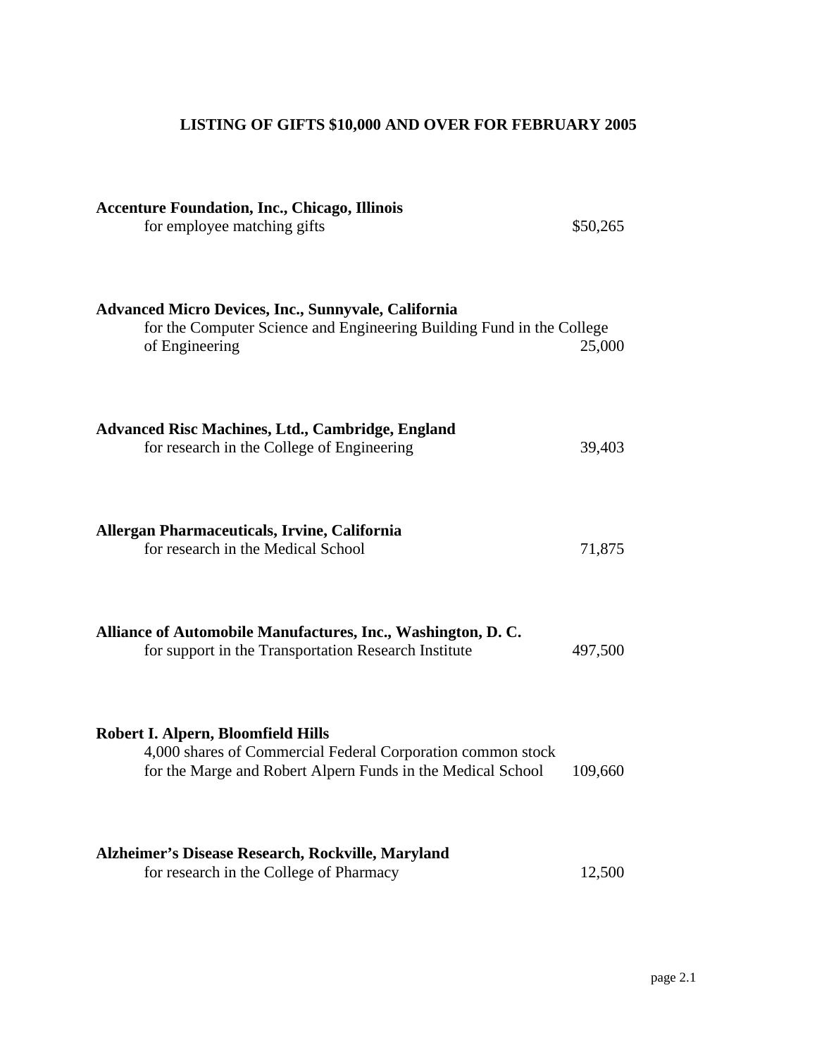# LISTING OF GIFTS $10,000 AND OVER FOR FEBRUARY 2005

**Accenture Foundation, Inc., Chicago, Illinois**
for employee matching gifts — $50,265

**Advanced Micro Devices, Inc., Sunnyvale, California**
for the Computer Science and Engineering Building Fund in the College of Engineering — 25,000

**Advanced Risc Machines, Ltd., Cambridge, England**
for research in the College of Engineering — 39,403

**Allergan Pharmaceuticals, Irvine, California**
for research in the Medical School — 71,875

**Alliance of Automobile Manufactures, Inc., Washington, D. C.**
for support in the Transportation Research Institute — 497,500

**Robert I. Alpern, Bloomfield Hills**
4,000 shares of Commercial Federal Corporation common stock for the Marge and Robert Alpern Funds in the Medical School — 109,660

**Alzheimer's Disease Research, Rockville, Maryland**
for research in the College of Pharmacy — 12,500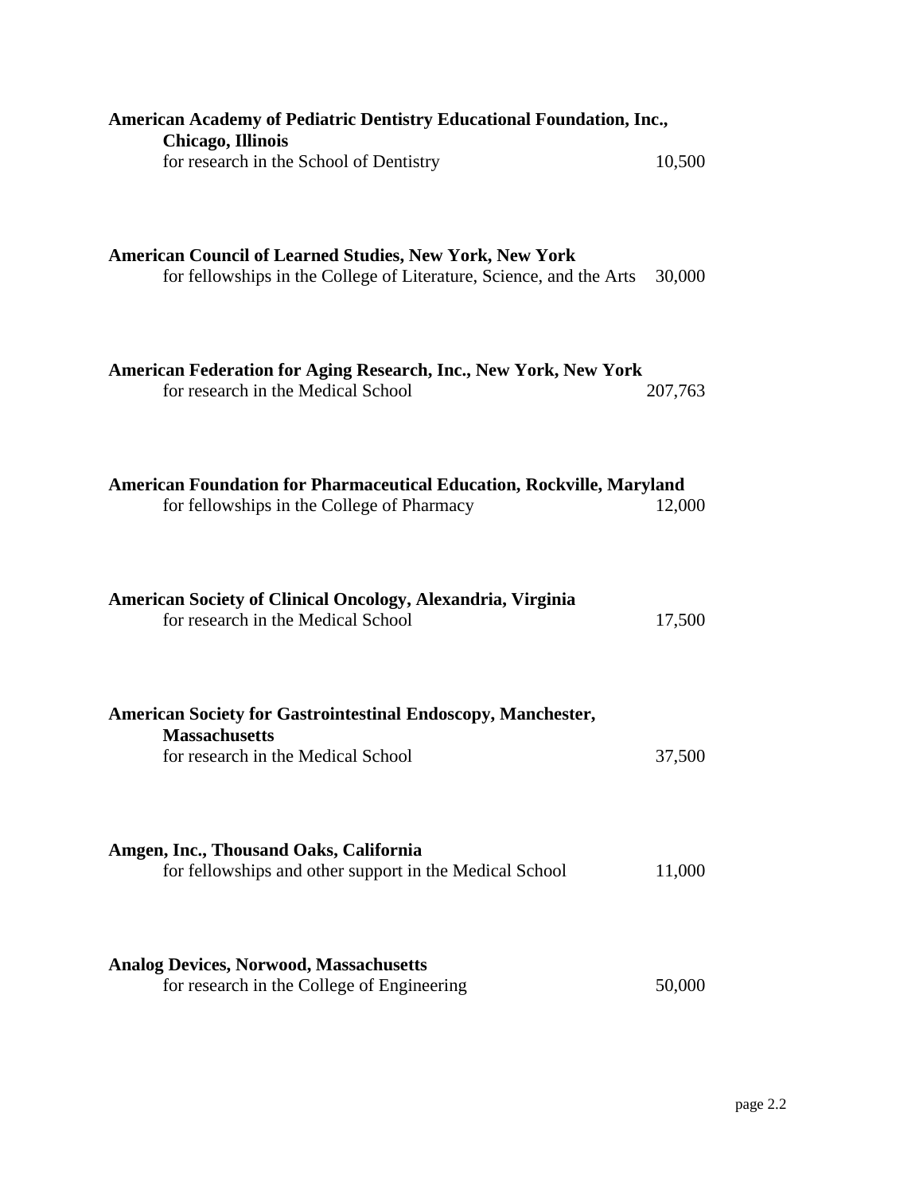**American Academy of Pediatric Dentistry Educational Foundation, Inc., Chicago, Illinois**
for research in the School of Dentistry 10,500

**American Council of Learned Studies, New York, New York**
for fellowships in the College of Literature, Science, and the Arts 30,000

**American Federation for Aging Research, Inc., New York, New York**
for research in the Medical School 207,763

**American Foundation for Pharmaceutical Education, Rockville, Maryland**
for fellowships in the College of Pharmacy 12,000

**American Society of Clinical Oncology, Alexandria, Virginia**
for research in the Medical School 17,500

**American Society for Gastrointestinal Endoscopy, Manchester, Massachusetts**
for research in the Medical School 37,500

**Amgen, Inc., Thousand Oaks, California**
for fellowships and other support in the Medical School 11,000

**Analog Devices, Norwood, Massachusetts**
for research in the College of Engineering 50,000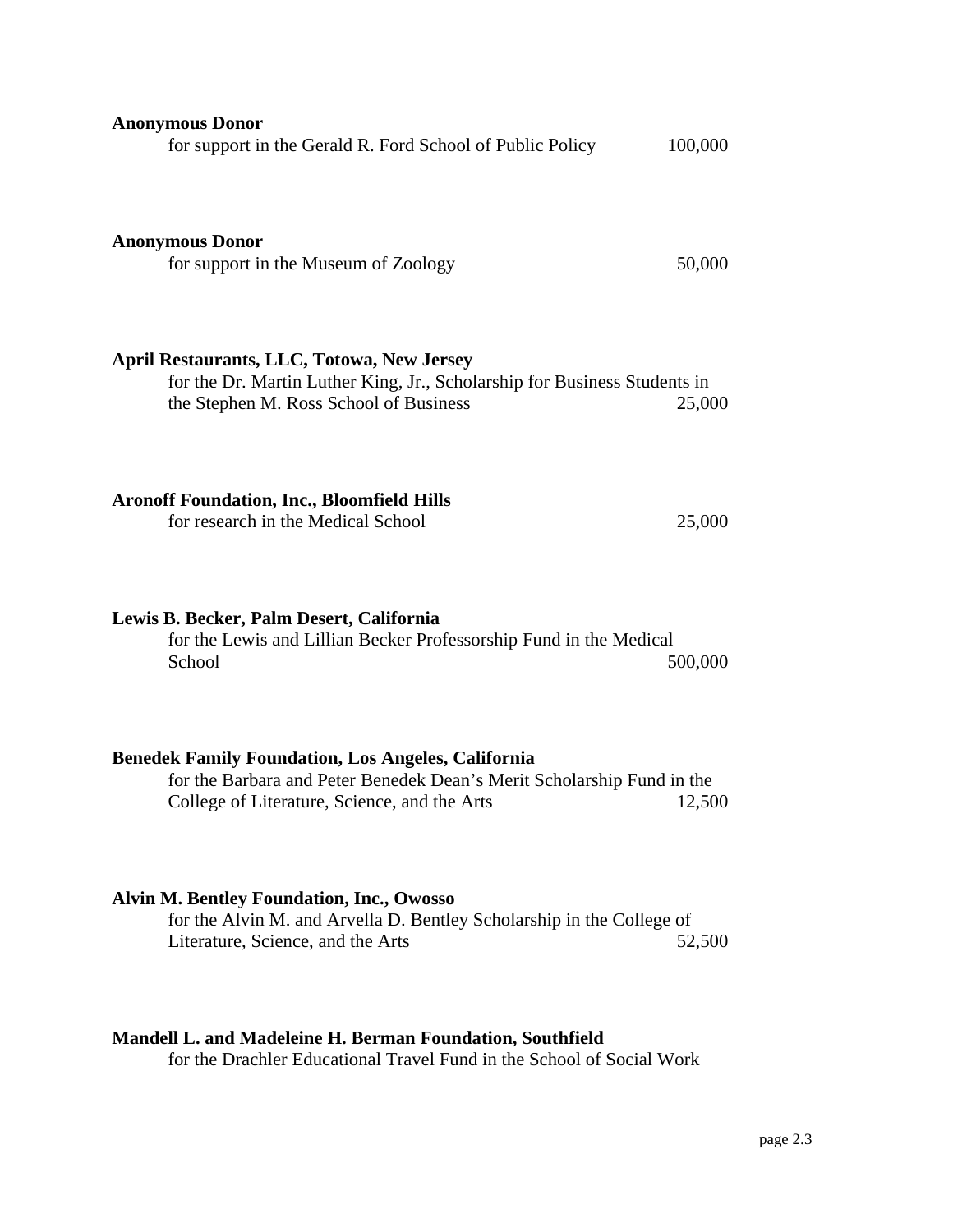**Anonymous Donor**
for support in the Gerald R. Ford School of Public Policy 100,000

**Anonymous Donor**
for support in the Museum of Zoology 50,000

**April Restaurants, LLC, Totowa, New Jersey**
for the Dr. Martin Luther King, Jr., Scholarship for Business Students in the Stephen M. Ross School of Business 25,000

**Aronoff Foundation, Inc., Bloomfield Hills**
for research in the Medical School 25,000

**Lewis B. Becker, Palm Desert, California**
for the Lewis and Lillian Becker Professorship Fund in the Medical School 500,000

**Benedek Family Foundation, Los Angeles, California**
for the Barbara and Peter Benedek Dean's Merit Scholarship Fund in the College of Literature, Science, and the Arts 12,500

**Alvin M. Bentley Foundation, Inc., Owosso**
for the Alvin M. and Arvella D. Bentley Scholarship in the College of Literature, Science, and the Arts 52,500

**Mandell L. and Madeleine H. Berman Foundation, Southfield**
for the Drachler Educational Travel Fund in the School of Social Work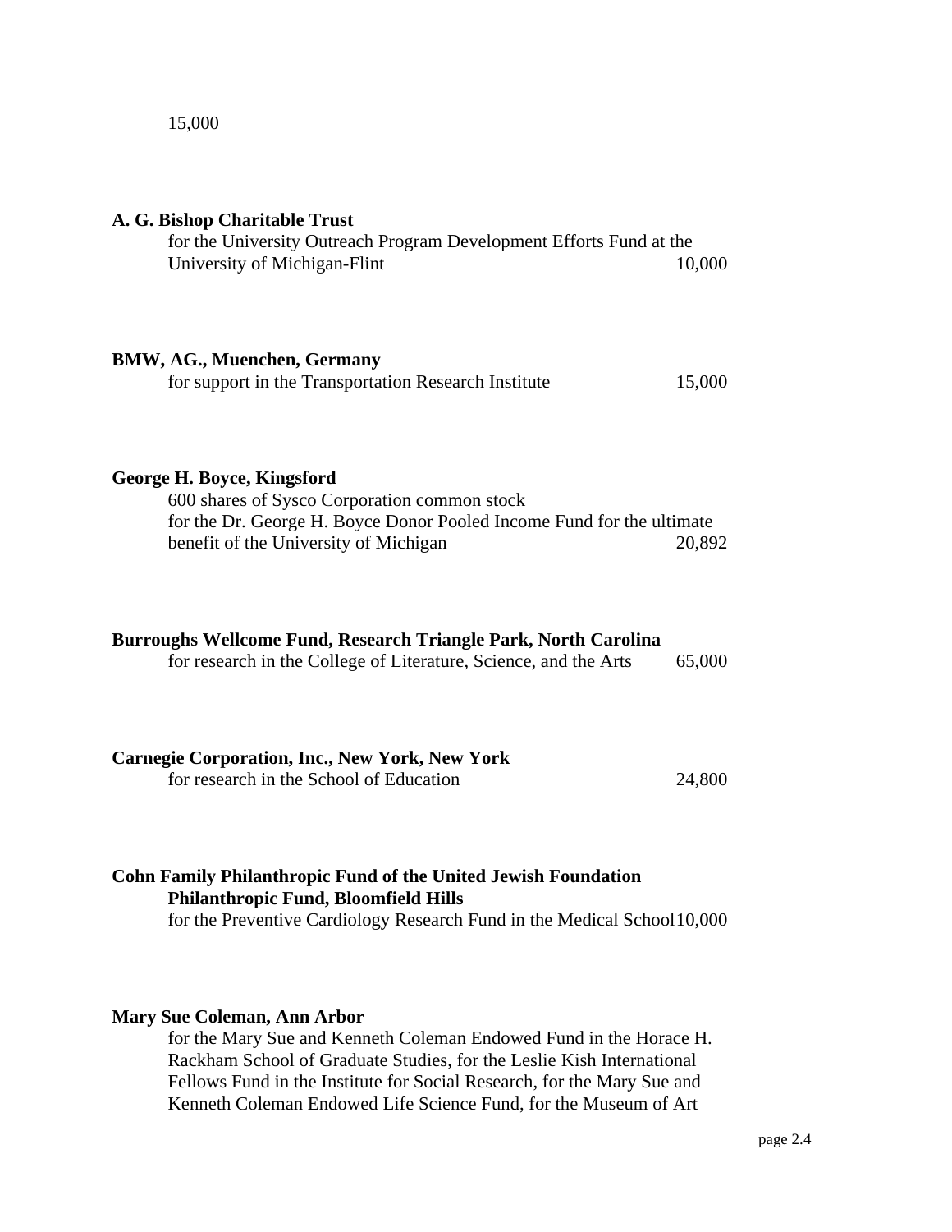15,000

**A. G. Bishop Charitable Trust**
for the University Outreach Program Development Efforts Fund at the University of Michigan-Flint 10,000

**BMW, AG., Muenchen, Germany**
for support in the Transportation Research Institute 15,000

**George H. Boyce, Kingsford**
600 shares of Sysco Corporation common stock
for the Dr. George H. Boyce Donor Pooled Income Fund for the ultimate benefit of the University of Michigan 20,892

**Burroughs Wellcome Fund, Research Triangle Park, North Carolina**
for research in the College of Literature, Science, and the Arts 65,000

**Carnegie Corporation, Inc., New York, New York**
for research in the School of Education 24,800

**Cohn Family Philanthropic Fund of the United Jewish Foundation Philanthropic Fund, Bloomfield Hills**
for the Preventive Cardiology Research Fund in the Medical School 10,000

**Mary Sue Coleman, Ann Arbor**
for the Mary Sue and Kenneth Coleman Endowed Fund in the Horace H. Rackham School of Graduate Studies, for the Leslie Kish International Fellows Fund in the Institute for Social Research, for the Mary Sue and Kenneth Coleman Endowed Life Science Fund, for the Museum of Art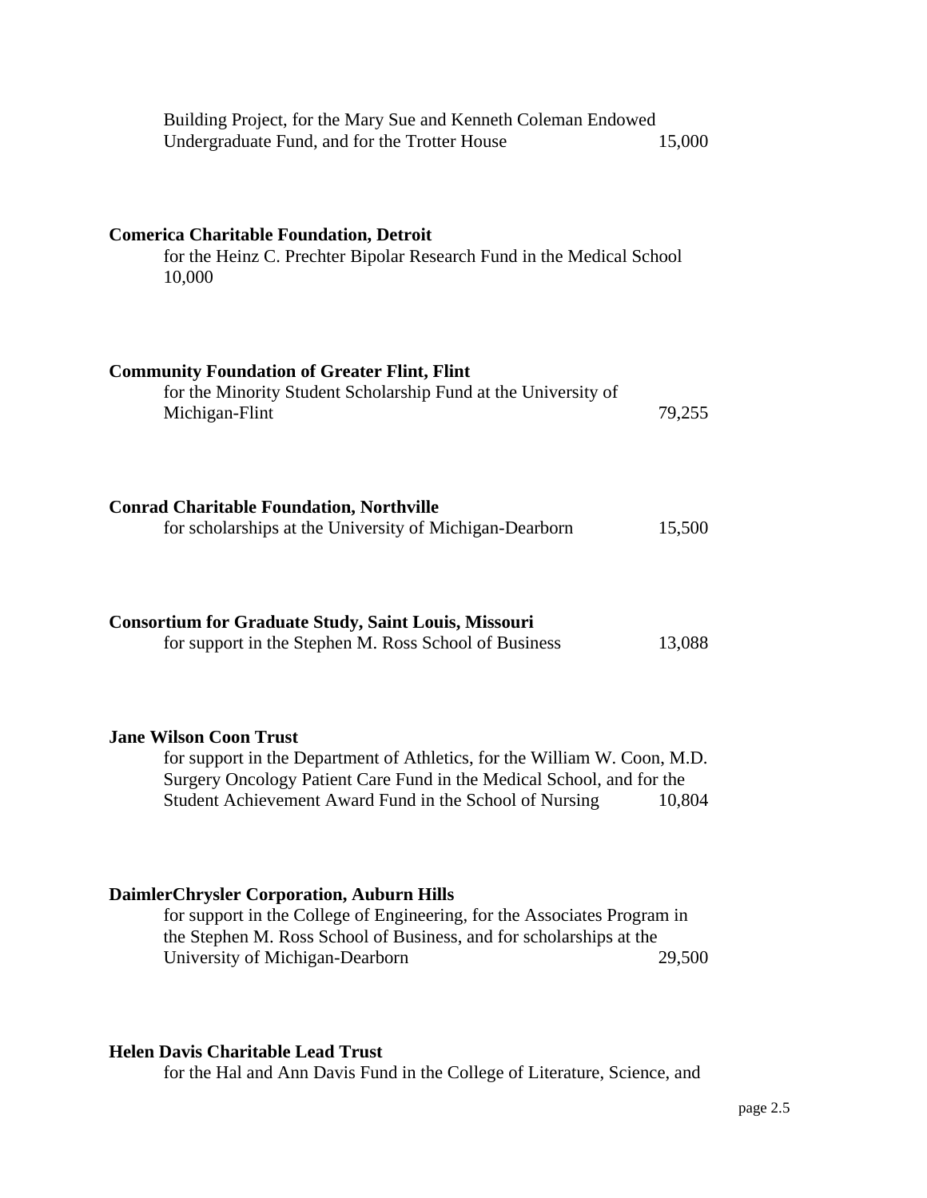Building Project, for the Mary Sue and Kenneth Coleman Endowed Undergraduate Fund, and for the Trotter House 15,000

**Comerica Charitable Foundation, Detroit**
for the Heinz C. Prechter Bipolar Research Fund in the Medical School 10,000

**Community Foundation of Greater Flint, Flint**
for the Minority Student Scholarship Fund at the University of Michigan-Flint 79,255

**Conrad Charitable Foundation, Northville**
for scholarships at the University of Michigan-Dearborn 15,500

**Consortium for Graduate Study, Saint Louis, Missouri**
for support in the Stephen M. Ross School of Business 13,088

**Jane Wilson Coon Trust**
for support in the Department of Athletics, for the William W. Coon, M.D. Surgery Oncology Patient Care Fund in the Medical School, and for the Student Achievement Award Fund in the School of Nursing 10,804

**DaimlerChrysler Corporation, Auburn Hills**
for support in the College of Engineering, for the Associates Program in the Stephen M. Ross School of Business, and for scholarships at the University of Michigan-Dearborn 29,500

**Helen Davis Charitable Lead Trust**
for the Hal and Ann Davis Fund in the College of Literature, Science, and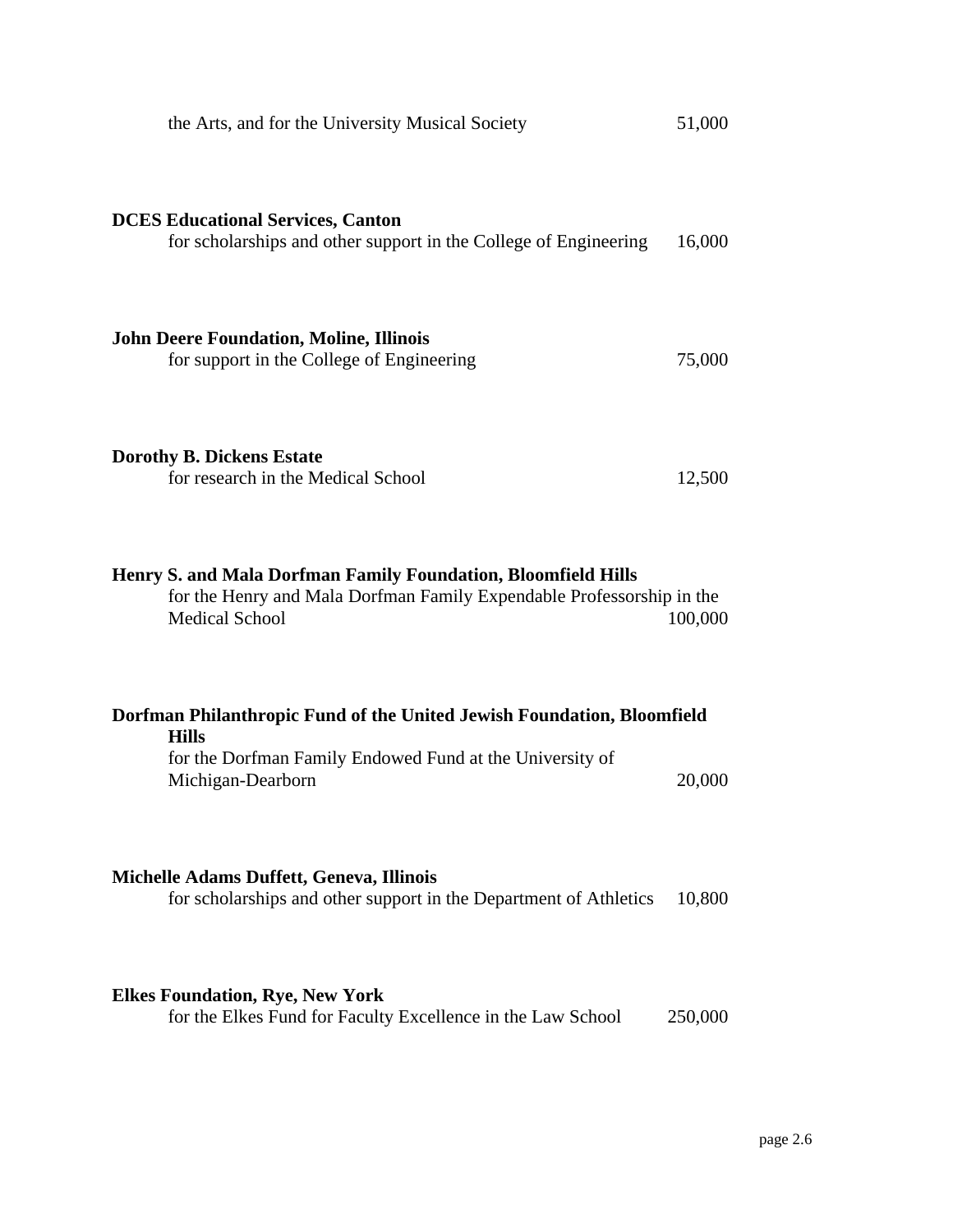the Arts, and for the University Musical Society 51,000

**DCES Educational Services, Canton**
for scholarships and other support in the College of Engineering 16,000

**John Deere Foundation, Moline, Illinois**
for support in the College of Engineering 75,000

**Dorothy B. Dickens Estate**
for research in the Medical School 12,500

**Henry S. and Mala Dorfman Family Foundation, Bloomfield Hills**
for the Henry and Mala Dorfman Family Expendable Professorship in the Medical School 100,000

**Dorfman Philanthropic Fund of the United Jewish Foundation, Bloomfield Hills**
for the Dorfman Family Endowed Fund at the University of Michigan-Dearborn 20,000

**Michelle Adams Duffett, Geneva, Illinois**
for scholarships and other support in the Department of Athletics 10,800

**Elkes Foundation, Rye, New York**
for the Elkes Fund for Faculty Excellence in the Law School 250,000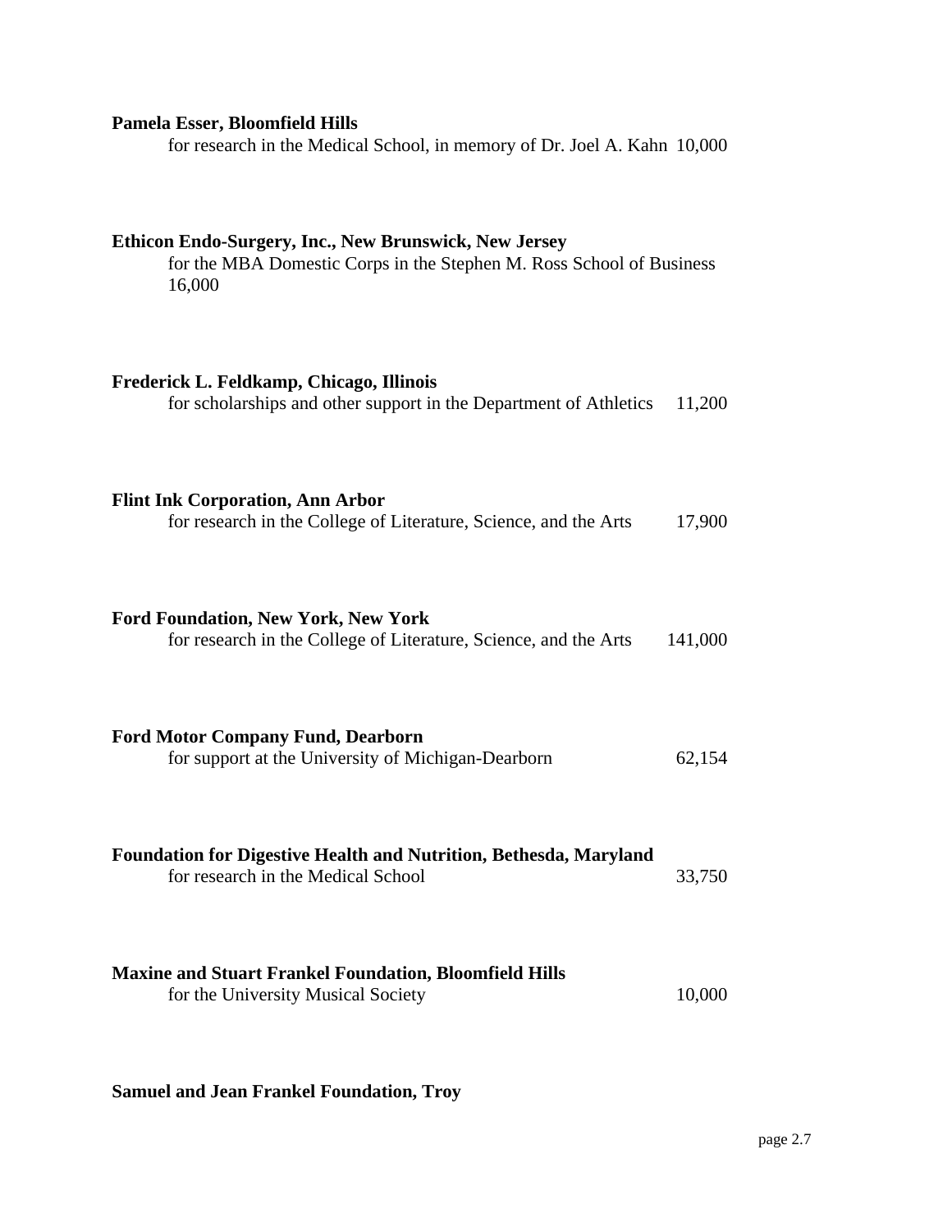**Pamela Esser, Bloomfield Hills**
for research in the Medical School, in memory of Dr. Joel A. Kahn 10,000

**Ethicon Endo-Surgery, Inc., New Brunswick, New Jersey**
for the MBA Domestic Corps in the Stephen M. Ross School of Business 16,000

**Frederick L. Feldkamp, Chicago, Illinois**
for scholarships and other support in the Department of Athletics 11,200

**Flint Ink Corporation, Ann Arbor**
for research in the College of Literature, Science, and the Arts 17,900

**Ford Foundation, New York, New York**
for research in the College of Literature, Science, and the Arts 141,000

**Ford Motor Company Fund, Dearborn**
for support at the University of Michigan-Dearborn 62,154

**Foundation for Digestive Health and Nutrition, Bethesda, Maryland**
for research in the Medical School 33,750

**Maxine and Stuart Frankel Foundation, Bloomfield Hills**
for the University Musical Society 10,000

**Samuel and Jean Frankel Foundation, Troy**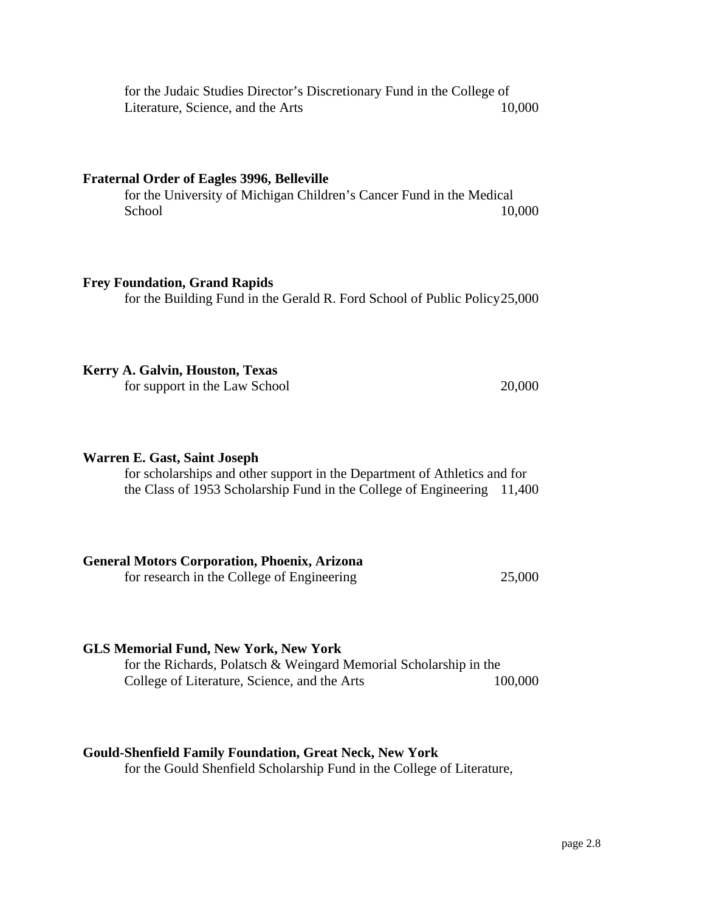for the Judaic Studies Director's Discretionary Fund in the College of Literature, Science, and the Arts 10,000

**Fraternal Order of Eagles 3996, Belleville**
for the University of Michigan Children's Cancer Fund in the Medical School 10,000

**Frey Foundation, Grand Rapids**
for the Building Fund in the Gerald R. Ford School of Public Policy 25,000

**Kerry A. Galvin, Houston, Texas**
for support in the Law School 20,000

**Warren E. Gast, Saint Joseph**
for scholarships and other support in the Department of Athletics and for the Class of 1953 Scholarship Fund in the College of Engineering 11,400

**General Motors Corporation, Phoenix, Arizona**
for research in the College of Engineering 25,000

**GLS Memorial Fund, New York, New York**
for the Richards, Polatsch & Weingard Memorial Scholarship in the College of Literature, Science, and the Arts 100,000

**Gould-Shenfield Family Foundation, Great Neck, New York**
for the Gould Shenfield Scholarship Fund in the College of Literature,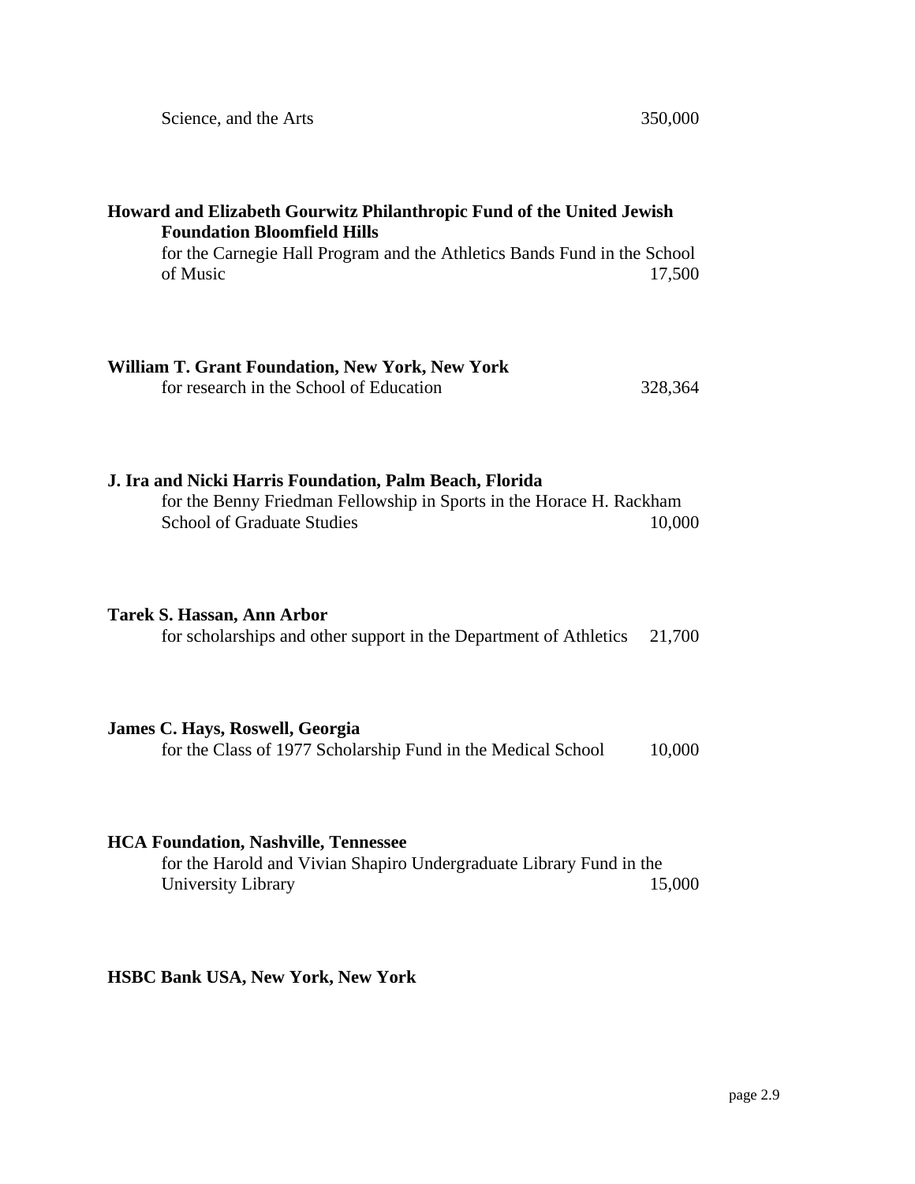Science, and the Arts 350,000

**Howard and Elizabeth Gourwitz Philanthropic Fund of the United Jewish Foundation Bloomfield Hills**
for the Carnegie Hall Program and the Athletics Bands Fund in the School of Music 17,500

**William T. Grant Foundation, New York, New York**
for research in the School of Education 328,364

**J. Ira and Nicki Harris Foundation, Palm Beach, Florida**
for the Benny Friedman Fellowship in Sports in the Horace H. Rackham School of Graduate Studies 10,000

**Tarek S. Hassan, Ann Arbor**
for scholarships and other support in the Department of Athletics 21,700

**James C. Hays, Roswell, Georgia**
for the Class of 1977 Scholarship Fund in the Medical School 10,000

**HCA Foundation, Nashville, Tennessee**
for the Harold and Vivian Shapiro Undergraduate Library Fund in the University Library 15,000

**HSBC Bank USA, New York, New York**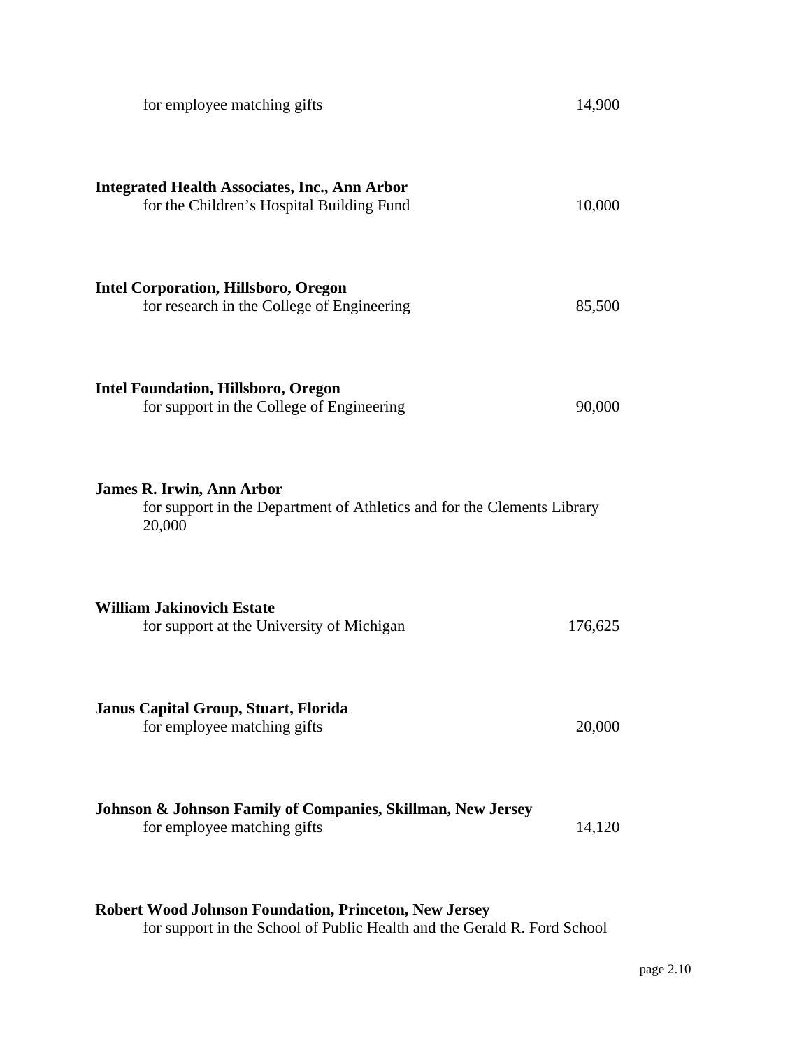for employee matching gifts 14,900

**Integrated Health Associates, Inc., Ann Arbor**
for the Children's Hospital Building Fund 10,000

**Intel Corporation, Hillsboro, Oregon**
for research in the College of Engineering 85,500

**Intel Foundation, Hillsboro, Oregon**
for support in the College of Engineering 90,000

**James R. Irwin, Ann Arbor**
for support in the Department of Athletics and for the Clements Library
20,000

**William Jakinovich Estate**
for support at the University of Michigan 176,625

**Janus Capital Group, Stuart, Florida**
for employee matching gifts 20,000

**Johnson & Johnson Family of Companies, Skillman, New Jersey**
for employee matching gifts 14,120

**Robert Wood Johnson Foundation, Princeton, New Jersey**
for support in the School of Public Health and the Gerald R. Ford School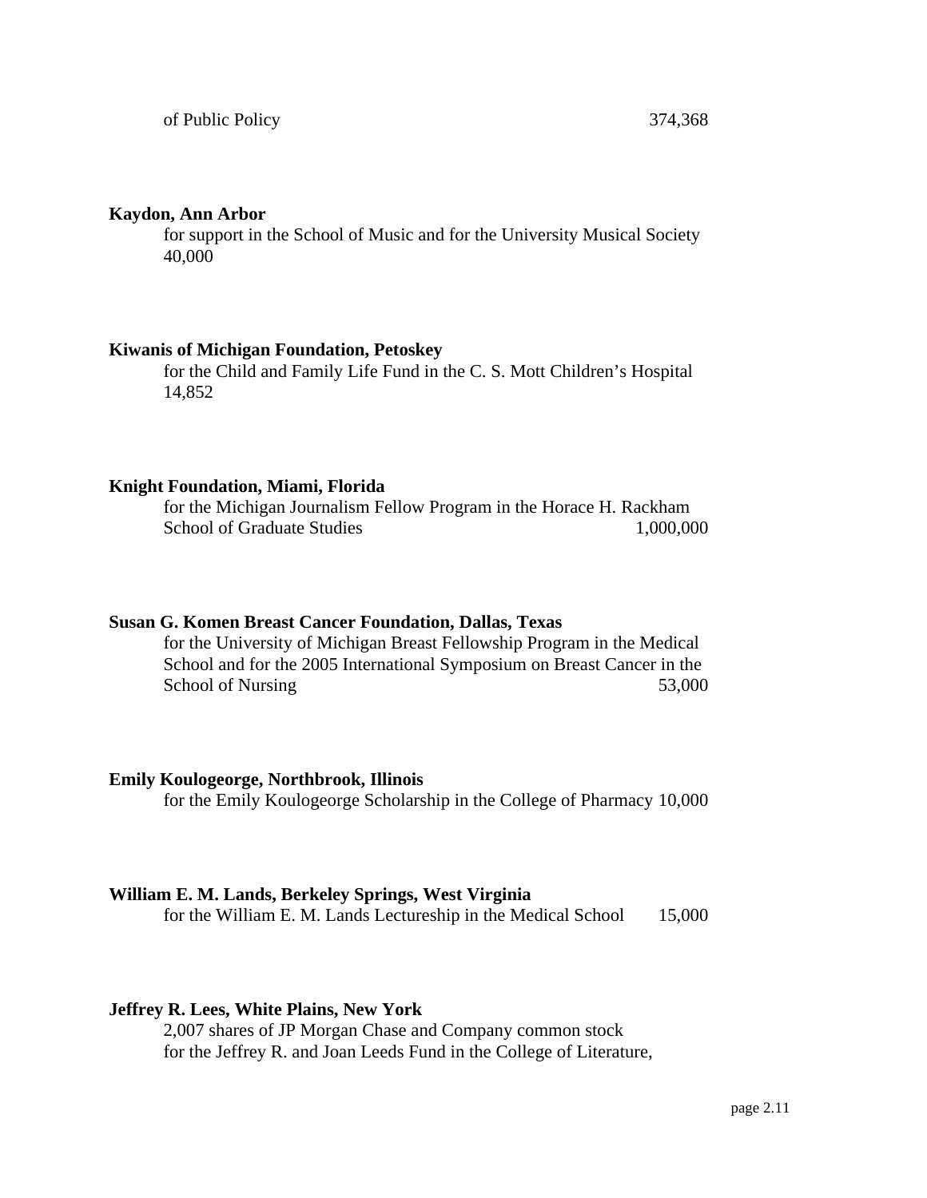of Public Policy 374,368

**Kaydon, Ann Arbor**

for support in the School of Music and for the University Musical Society 40,000

**Kiwanis of Michigan Foundation, Petoskey**

for the Child and Family Life Fund in the C. S. Mott Children's Hospital 14,852

**Knight Foundation, Miami, Florida**

for the Michigan Journalism Fellow Program in the Horace H. Rackham School of Graduate Studies 1,000,000

**Susan G. Komen Breast Cancer Foundation, Dallas, Texas**

for the University of Michigan Breast Fellowship Program in the Medical School and for the 2005 International Symposium on Breast Cancer in the School of Nursing 53,000

**Emily Koulogeorge, Northbrook, Illinois**

for the Emily Koulogeorge Scholarship in the College of Pharmacy 10,000

**William E. M. Lands, Berkeley Springs, West Virginia**

for the William E. M. Lands Lectureship in the Medical School 15,000

**Jeffrey R. Lees, White Plains, New York**

2,007 shares of JP Morgan Chase and Company common stock for the Jeffrey R. and Joan Leeds Fund in the College of Literature,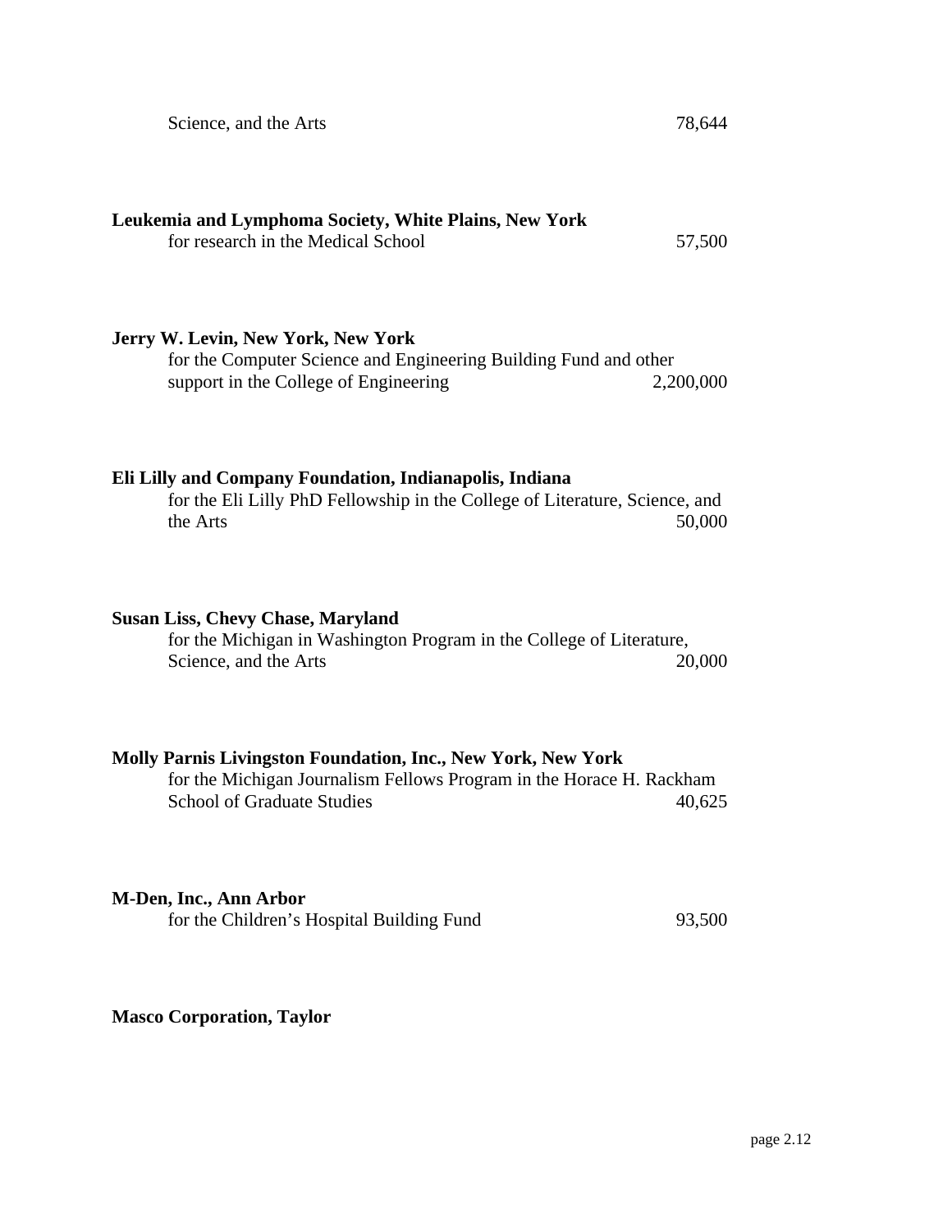Science, and the Arts 78,644

**Leukemia and Lymphoma Society, White Plains, New York**
for research in the Medical School 57,500

**Jerry W. Levin, New York, New York**
for the Computer Science and Engineering Building Fund and other support in the College of Engineering 2,200,000

**Eli Lilly and Company Foundation, Indianapolis, Indiana**
for the Eli Lilly PhD Fellowship in the College of Literature, Science, and the Arts 50,000

**Susan Liss, Chevy Chase, Maryland**
for the Michigan in Washington Program in the College of Literature, Science, and the Arts 20,000

**Molly Parnis Livingston Foundation, Inc., New York, New York**
for the Michigan Journalism Fellows Program in the Horace H. Rackham School of Graduate Studies 40,625

**M-Den, Inc., Ann Arbor**
for the Children's Hospital Building Fund 93,500

**Masco Corporation, Taylor**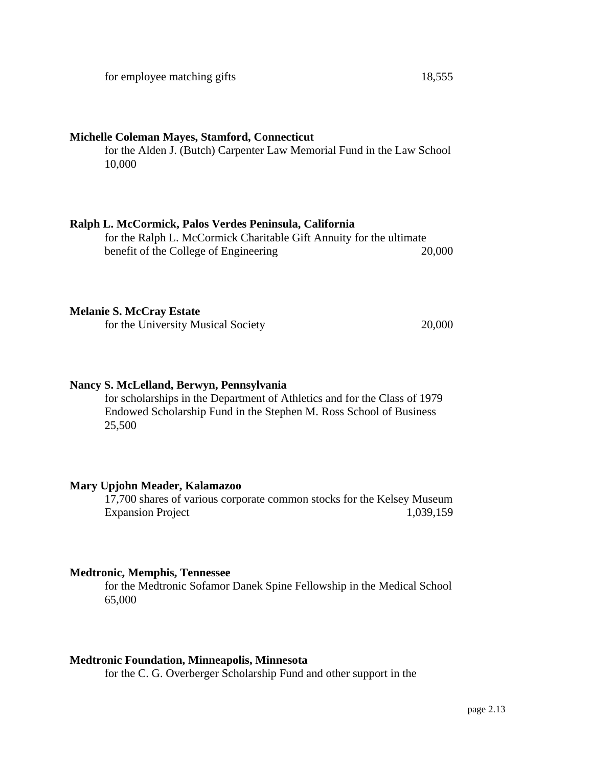for employee matching gifts 18,555

**Michelle Coleman Mayes, Stamford, Connecticut**

for the Alden J. (Butch) Carpenter Law Memorial Fund in the Law School 10,000

**Ralph L. McCormick, Palos Verdes Peninsula, California**

for the Ralph L. McCormick Charitable Gift Annuity for the ultimate benefit of the College of Engineering 20,000

**Melanie S. McCray Estate**

for the University Musical Society 20,000

**Nancy S. McLelland, Berwyn, Pennsylvania**

for scholarships in the Department of Athletics and for the Class of 1979 Endowed Scholarship Fund in the Stephen M. Ross School of Business 25,500

**Mary Upjohn Meader, Kalamazoo**

17,700 shares of various corporate common stocks for the Kelsey Museum Expansion Project 1,039,159

**Medtronic, Memphis, Tennessee**

for the Medtronic Sofamor Danek Spine Fellowship in the Medical School 65,000

**Medtronic Foundation, Minneapolis, Minnesota**

for the C. G. Overberger Scholarship Fund and other support in the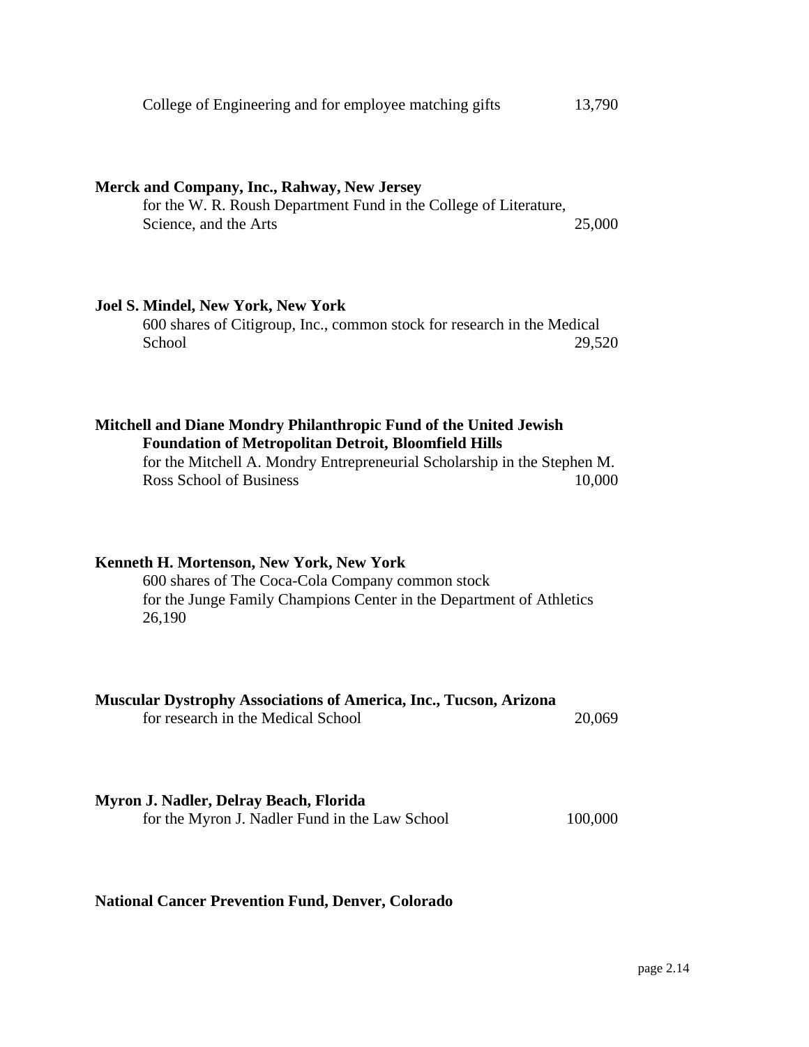College of Engineering and for employee matching gifts 13,790

**Merck and Company, Inc., Rahway, New Jersey**
for the W. R. Roush Department Fund in the College of Literature, Science, and the Arts 25,000

**Joel S. Mindel, New York, New York**
600 shares of Citigroup, Inc., common stock for research in the Medical School 29,520

**Mitchell and Diane Mondry Philanthropic Fund of the United Jewish Foundation of Metropolitan Detroit, Bloomfield Hills**
for the Mitchell A. Mondry Entrepreneurial Scholarship in the Stephen M. Ross School of Business 10,000

**Kenneth H. Mortenson, New York, New York**
600 shares of The Coca-Cola Company common stock
for the Junge Family Champions Center in the Department of Athletics
26,190

**Muscular Dystrophy Associations of America, Inc., Tucson, Arizona**
for research in the Medical School 20,069

**Myron J. Nadler, Delray Beach, Florida**
for the Myron J. Nadler Fund in the Law School 100,000

**National Cancer Prevention Fund, Denver, Colorado**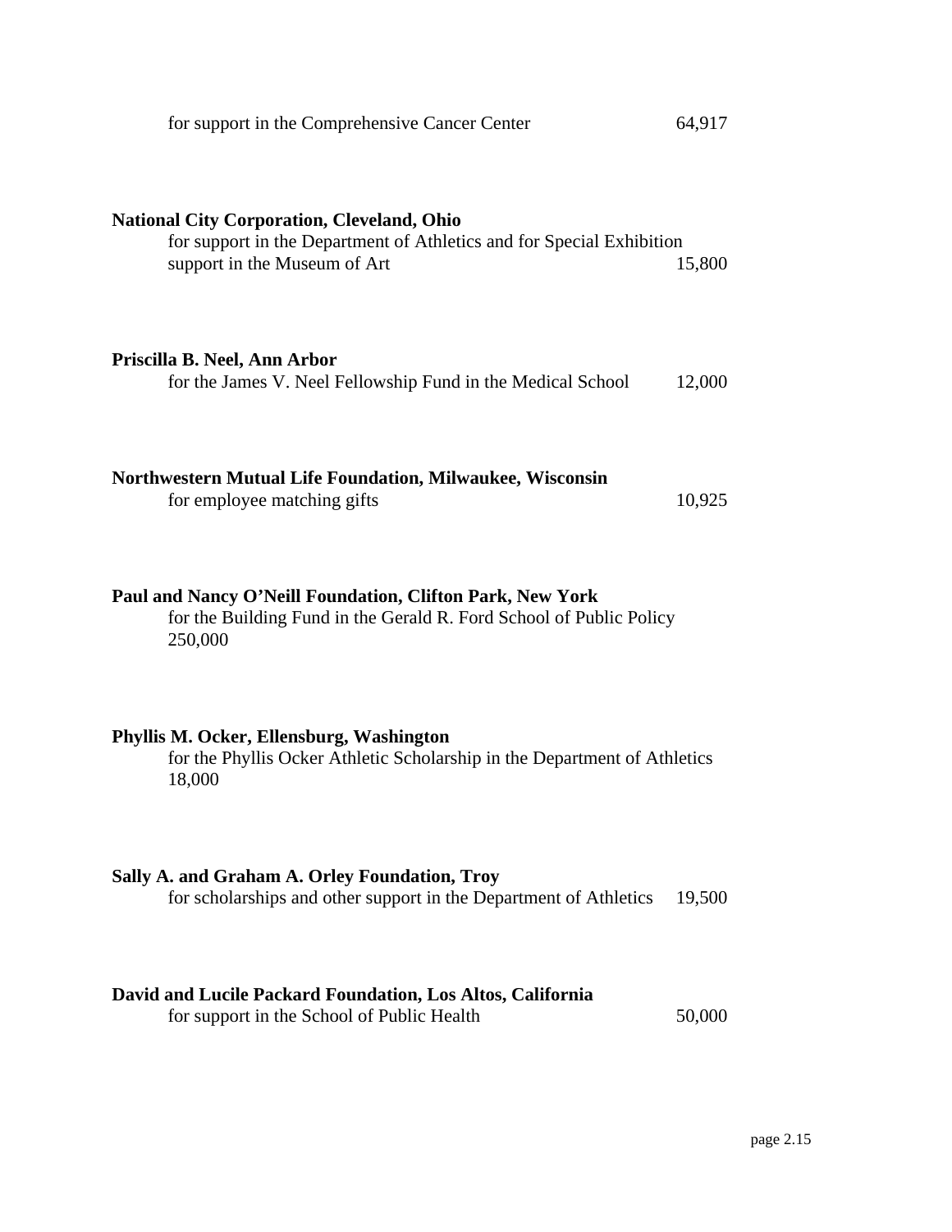for support in the Comprehensive Cancer Center 64,917

**National City Corporation, Cleveland, Ohio**
for support in the Department of Athletics and for Special Exhibition support in the Museum of Art 15,800

**Priscilla B. Neel, Ann Arbor**
for the James V. Neel Fellowship Fund in the Medical School 12,000

**Northwestern Mutual Life Foundation, Milwaukee, Wisconsin**
for employee matching gifts 10,925

**Paul and Nancy O'Neill Foundation, Clifton Park, New York**
for the Building Fund in the Gerald R. Ford School of Public Policy 250,000

**Phyllis M. Ocker, Ellensburg, Washington**
for the Phyllis Ocker Athletic Scholarship in the Department of Athletics 18,000

**Sally A. and Graham A. Orley Foundation, Troy**
for scholarships and other support in the Department of Athletics 19,500

**David and Lucile Packard Foundation, Los Altos, California**
for support in the School of Public Health 50,000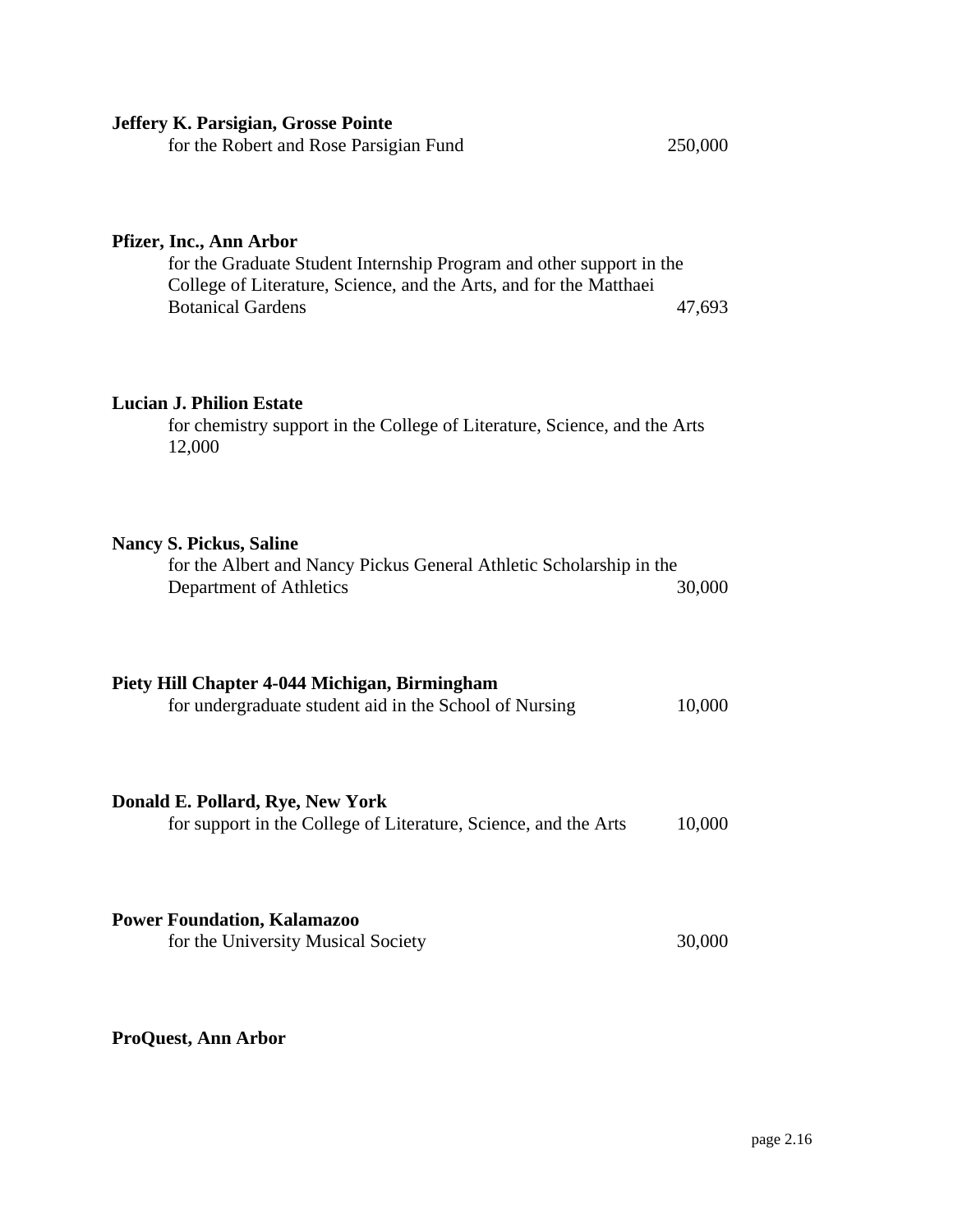**Jeffery K. Parsigian, Grosse Pointe**
for the Robert and Rose Parsigian Fund 250,000

**Pfizer, Inc., Ann Arbor**
for the Graduate Student Internship Program and other support in the College of Literature, Science, and the Arts, and for the Matthaei Botanical Gardens 47,693

**Lucian J. Philion Estate**
for chemistry support in the College of Literature, Science, and the Arts 12,000

**Nancy S. Pickus, Saline**
for the Albert and Nancy Pickus General Athletic Scholarship in the Department of Athletics 30,000

**Piety Hill Chapter 4-044 Michigan, Birmingham**
for undergraduate student aid in the School of Nursing 10,000

**Donald E. Pollard, Rye, New York**
for support in the College of Literature, Science, and the Arts 10,000

**Power Foundation, Kalamazoo**
for the University Musical Society 30,000

**ProQuest, Ann Arbor**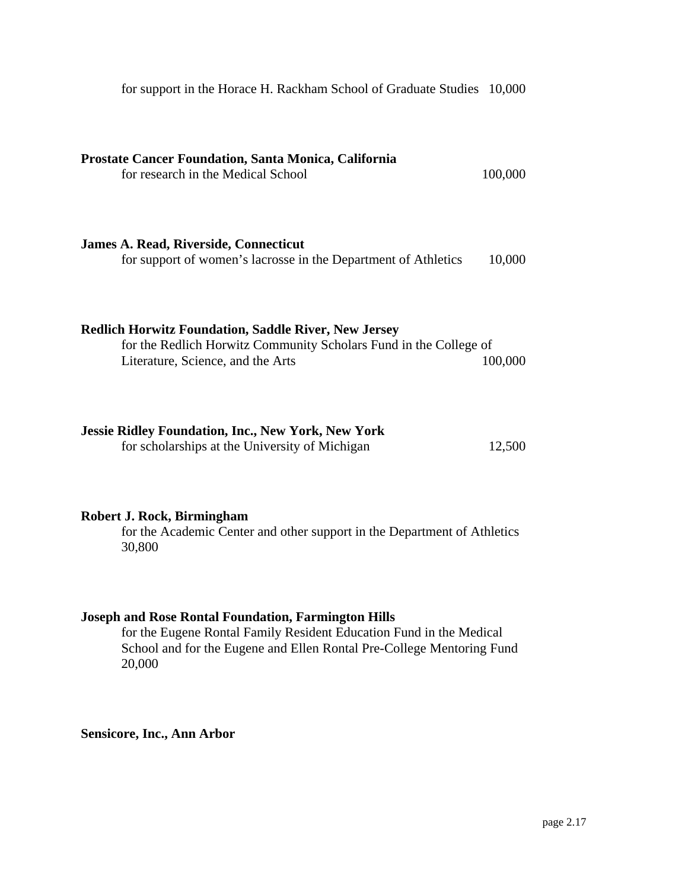for support in the Horace H. Rackham School of Graduate Studies 10,000

**Prostate Cancer Foundation, Santa Monica, California**
for research in the Medical School 100,000

**James A. Read, Riverside, Connecticut**
for support of women's lacrosse in the Department of Athletics 10,000

**Redlich Horwitz Foundation, Saddle River, New Jersey**
for the Redlich Horwitz Community Scholars Fund in the College of Literature, Science, and the Arts 100,000

**Jessie Ridley Foundation, Inc., New York, New York**
for scholarships at the University of Michigan 12,500

**Robert J. Rock, Birmingham**
for the Academic Center and other support in the Department of Athletics 30,800

**Joseph and Rose Rontal Foundation, Farmington Hills**
for the Eugene Rontal Family Resident Education Fund in the Medical School and for the Eugene and Ellen Rontal Pre-College Mentoring Fund 20,000

**Sensicore, Inc., Ann Arbor**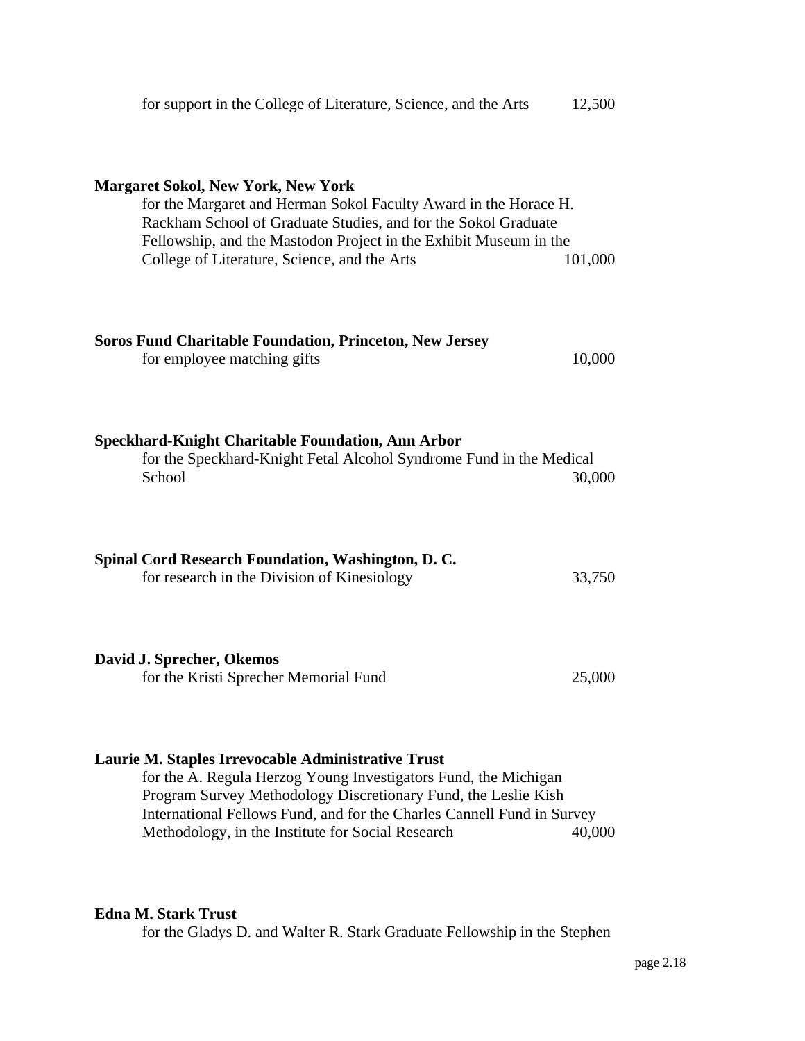for support in the College of Literature, Science, and the Arts 12,500

**Margaret Sokol, New York, New York**
for the Margaret and Herman Sokol Faculty Award in the Horace H. Rackham School of Graduate Studies, and for the Sokol Graduate Fellowship, and the Mastodon Project in the Exhibit Museum in the College of Literature, Science, and the Arts 101,000

**Soros Fund Charitable Foundation, Princeton, New Jersey**
for employee matching gifts 10,000

**Speckhard-Knight Charitable Foundation, Ann Arbor**
for the Speckhard-Knight Fetal Alcohol Syndrome Fund in the Medical School 30,000

**Spinal Cord Research Foundation, Washington, D. C.**
for research in the Division of Kinesiology 33,750

**David J. Sprecher, Okemos**
for the Kristi Sprecher Memorial Fund 25,000

**Laurie M. Staples Irrevocable Administrative Trust**
for the A. Regula Herzog Young Investigators Fund, the Michigan Program Survey Methodology Discretionary Fund, the Leslie Kish International Fellows Fund, and for the Charles Cannell Fund in Survey Methodology, in the Institute for Social Research 40,000

**Edna M. Stark Trust**
for the Gladys D. and Walter R. Stark Graduate Fellowship in the Stephen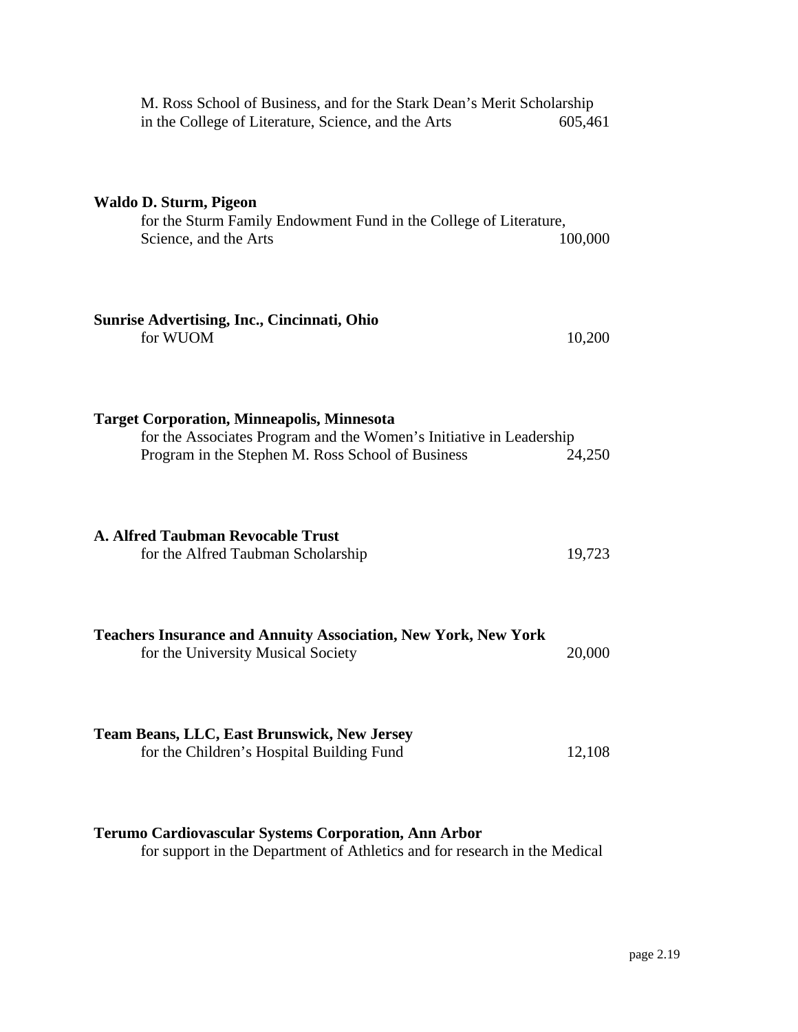M. Ross School of Business, and for the Stark Dean's Merit Scholarship in the College of Literature, Science, and the Arts 605,461

**Waldo D. Sturm, Pigeon**
for the Sturm Family Endowment Fund in the College of Literature, Science, and the Arts 100,000

**Sunrise Advertising, Inc., Cincinnati, Ohio**
for WUOM 10,200

**Target Corporation, Minneapolis, Minnesota**
for the Associates Program and the Women's Initiative in Leadership Program in the Stephen M. Ross School of Business 24,250

**A. Alfred Taubman Revocable Trust**
for the Alfred Taubman Scholarship 19,723

**Teachers Insurance and Annuity Association, New York, New York**
for the University Musical Society 20,000

**Team Beans, LLC, East Brunswick, New Jersey**
for the Children's Hospital Building Fund 12,108

**Terumo Cardiovascular Systems Corporation, Ann Arbor**
for support in the Department of Athletics and for research in the Medical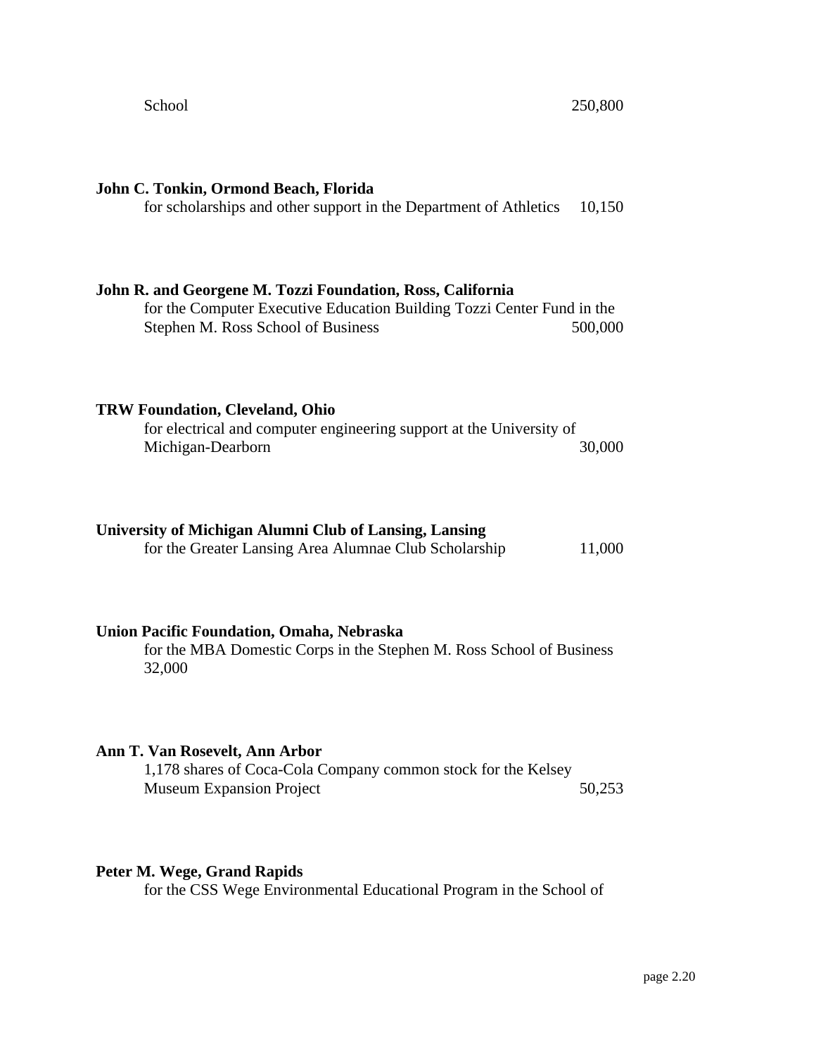School 250,800

**John C. Tonkin, Ormond Beach, Florida**
for scholarships and other support in the Department of Athletics 10,150

**John R. and Georgene M. Tozzi Foundation, Ross, California**
for the Computer Executive Education Building Tozzi Center Fund in the Stephen M. Ross School of Business 500,000

**TRW Foundation, Cleveland, Ohio**
for electrical and computer engineering support at the University of Michigan-Dearborn 30,000

**University of Michigan Alumni Club of Lansing, Lansing**
for the Greater Lansing Area Alumnae Club Scholarship 11,000

**Union Pacific Foundation, Omaha, Nebraska**
for the MBA Domestic Corps in the Stephen M. Ross School of Business 32,000

**Ann T. Van Rosevelt, Ann Arbor**
1,178 shares of Coca-Cola Company common stock for the Kelsey Museum Expansion Project 50,253

**Peter M. Wege, Grand Rapids**
for the CSS Wege Environmental Educational Program in the School of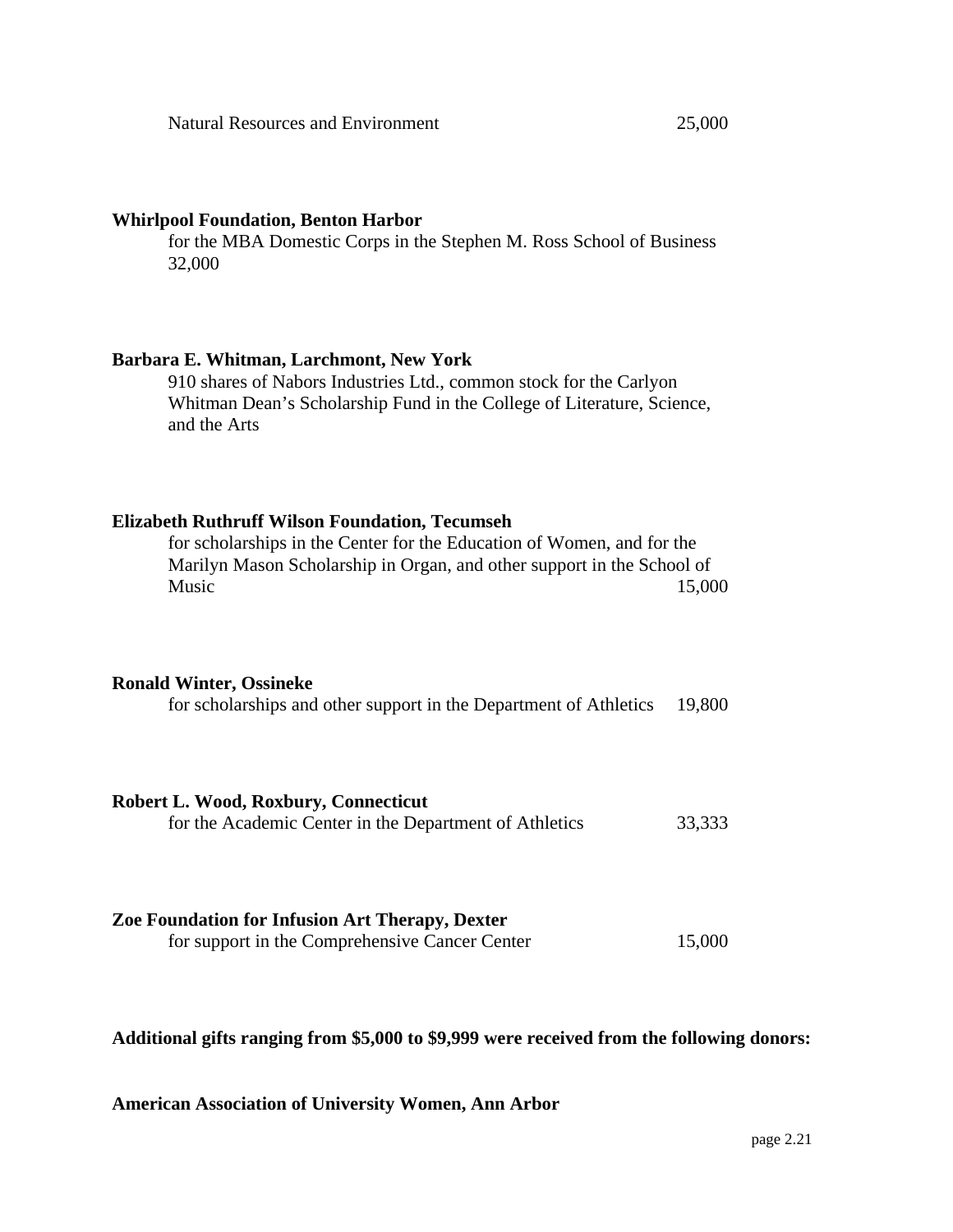Natural Resources and Environment 25,000

**Whirlpool Foundation, Benton Harbor**
for the MBA Domestic Corps in the Stephen M. Ross School of Business 32,000

**Barbara E. Whitman, Larchmont, New York**
910 shares of Nabors Industries Ltd., common stock for the Carlyon Whitman Dean's Scholarship Fund in the College of Literature, Science, and the Arts

**Elizabeth Ruthruff Wilson Foundation, Tecumseh**
for scholarships in the Center for the Education of Women, and for the Marilyn Mason Scholarship in Organ, and other support in the School of Music 15,000

**Ronald Winter, Ossineke**
for scholarships and other support in the Department of Athletics 19,800

**Robert L. Wood, Roxbury, Connecticut**
for the Academic Center in the Department of Athletics 33,333

**Zoe Foundation for Infusion Art Therapy, Dexter**
for support in the Comprehensive Cancer Center 15,000

**Additional gifts ranging from $5,000 to $9,999 were received from the following donors:**

**American Association of University Women, Ann Arbor**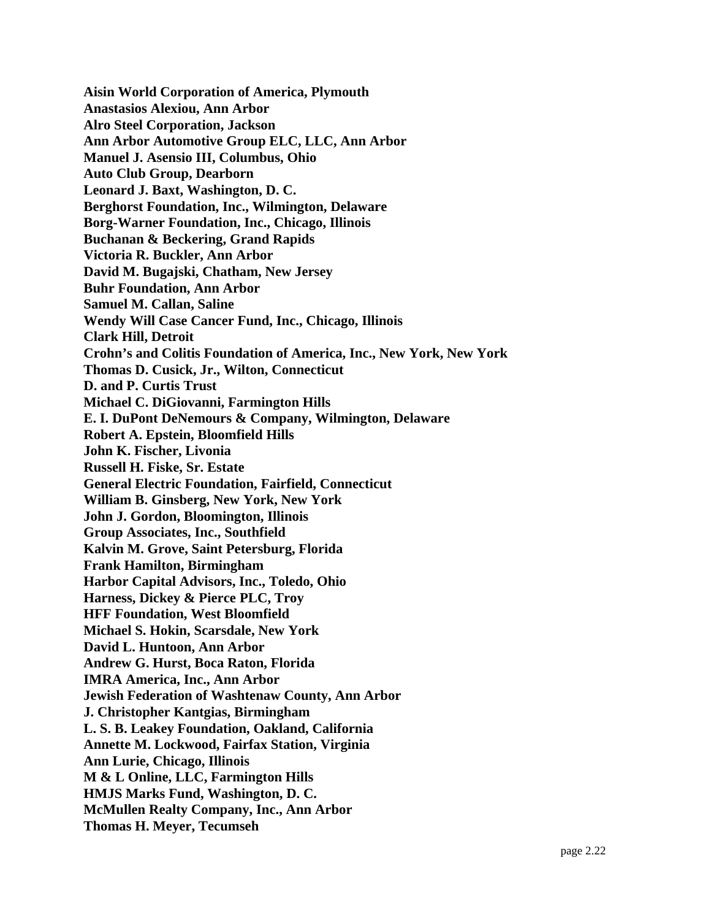**Aisin World Corporation of America, Plymouth**
**Anastasios Alexiou, Ann Arbor**
**Alro Steel Corporation, Jackson**
**Ann Arbor Automotive Group ELC, LLC, Ann Arbor**
**Manuel J. Asensio III, Columbus, Ohio**
**Auto Club Group, Dearborn**
**Leonard J. Baxt, Washington, D. C.**
**Berghorst Foundation, Inc., Wilmington, Delaware**
**Borg-Warner Foundation, Inc., Chicago, Illinois**
**Buchanan & Beckering, Grand Rapids**
**Victoria R. Buckler, Ann Arbor**
**David M. Bugajski, Chatham, New Jersey**
**Buhr Foundation, Ann Arbor**
**Samuel M. Callan, Saline**
**Wendy Will Case Cancer Fund, Inc., Chicago, Illinois**
**Clark Hill, Detroit**
**Crohn's and Colitis Foundation of America, Inc., New York, New York**
**Thomas D. Cusick, Jr., Wilton, Connecticut**
**D. and P. Curtis Trust**
**Michael C. DiGiovanni, Farmington Hills**
**E. I. DuPont DeNemours & Company, Wilmington, Delaware**
**Robert A. Epstein, Bloomfield Hills**
**John K. Fischer, Livonia**
**Russell H. Fiske, Sr. Estate**
**General Electric Foundation, Fairfield, Connecticut**
**William B. Ginsberg, New York, New York**
**John J. Gordon, Bloomington, Illinois**
**Group Associates, Inc., Southfield**
**Kalvin M. Grove, Saint Petersburg, Florida**
**Frank Hamilton, Birmingham**
**Harbor Capital Advisors, Inc., Toledo, Ohio**
**Harness, Dickey & Pierce PLC, Troy**
**HFF Foundation, West Bloomfield**
**Michael S. Hokin, Scarsdale, New York**
**David L. Huntoon, Ann Arbor**
**Andrew G. Hurst, Boca Raton, Florida**
**IMRA America, Inc., Ann Arbor**
**Jewish Federation of Washtenaw County, Ann Arbor**
**J. Christopher Kantgias, Birmingham**
**L. S. B. Leakey Foundation, Oakland, California**
**Annette M. Lockwood, Fairfax Station, Virginia**
**Ann Lurie, Chicago, Illinois**
**M & L Online, LLC, Farmington Hills**
**HMJS Marks Fund, Washington, D. C.**
**McMullen Realty Company, Inc., Ann Arbor**
**Thomas H. Meyer, Tecumseh**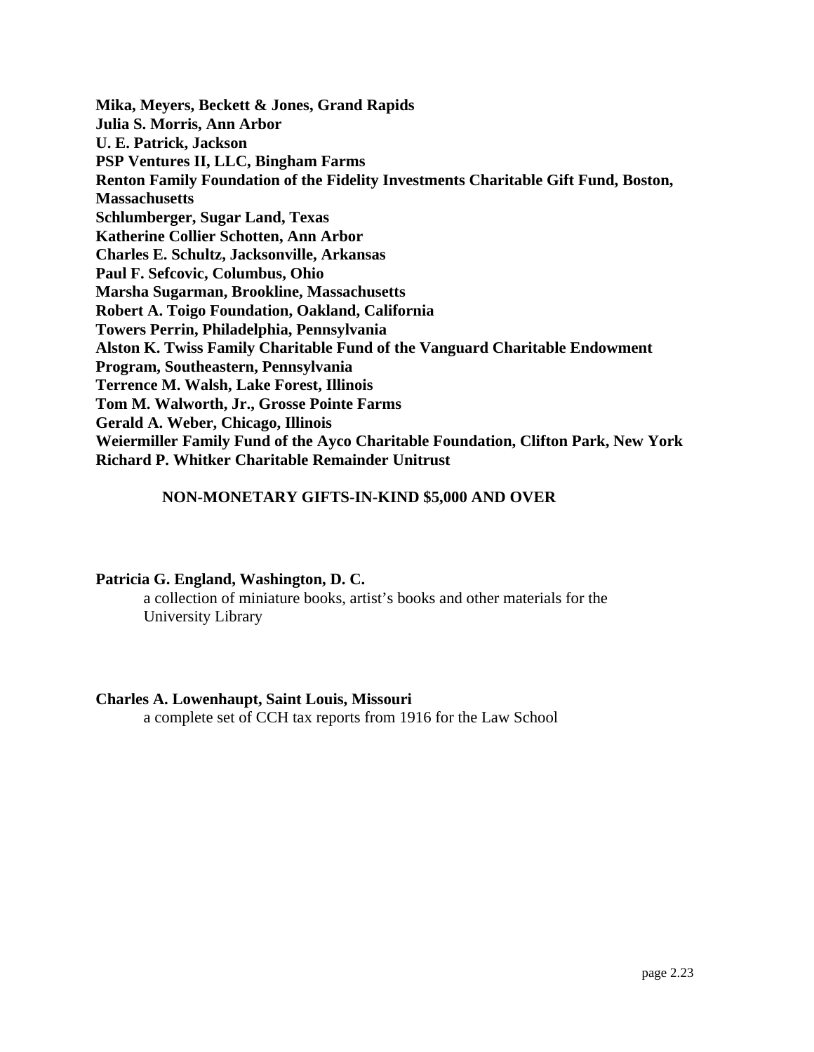**Mika, Meyers, Beckett & Jones, Grand Rapids**
**Julia S. Morris, Ann Arbor**
**U. E. Patrick, Jackson**
**PSP Ventures II, LLC, Bingham Farms**
**Renton Family Foundation of the Fidelity Investments Charitable Gift Fund, Boston, Massachusetts**
**Schlumberger, Sugar Land, Texas**
**Katherine Collier Schotten, Ann Arbor**
**Charles E. Schultz, Jacksonville, Arkansas**
**Paul F. Sefcovic, Columbus, Ohio**
**Marsha Sugarman, Brookline, Massachusetts**
**Robert A. Toigo Foundation, Oakland, California**
**Towers Perrin, Philadelphia, Pennsylvania**
**Alston K. Twiss Family Charitable Fund of the Vanguard Charitable Endowment Program, Southeastern, Pennsylvania**
**Terrence M. Walsh, Lake Forest, Illinois**
**Tom M. Walworth, Jr., Grosse Pointe Farms**
**Gerald A. Weber, Chicago, Illinois**
**Weiermiller Family Fund of the Ayco Charitable Foundation, Clifton Park, New York**
**Richard P. Whitker Charitable Remainder Unitrust**

## NON-MONETARY GIFTS-IN-KIND $5,000 AND OVER

**Patricia G. England, Washington, D. C.**
a collection of miniature books, artist's books and other materials for the University Library

**Charles A. Lowenhaupt, Saint Louis, Missouri**
a complete set of CCH tax reports from 1916 for the Law School